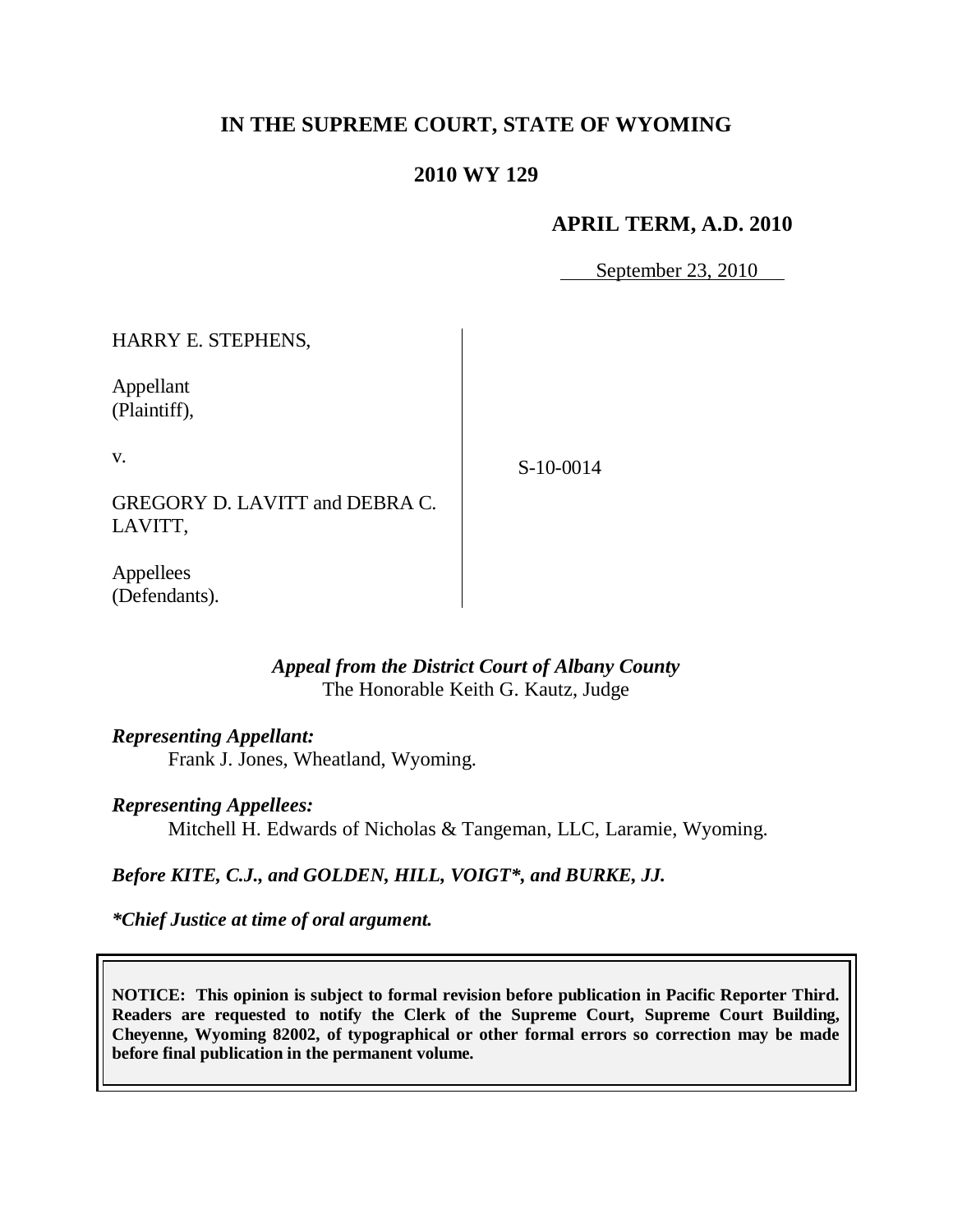# IN THE SUPREME COURT, STATE OF WYOMING

## 2010 WY 129

### APRIL TERM, A.D. 2010

September 23, 2010

| | |
|---|---|
| HARRY E. STEPHENS,<br><br>Appellant<br>(Plaintiff),<br><br>v.<br><br>GREGORY D. LAVITT and DEBRA C. LAVITT,<br><br>Appellees<br>(Defendants). | S-10-0014 |

*Appeal from the District Court of Albany County*
The Honorable Keith G. Kautz, Judge

***Representing Appellant:***
Frank J. Jones, Wheatland, Wyoming.

***Representing Appellees:***
Mitchell H. Edwards of Nicholas & Tangeman, LLC, Laramie, Wyoming.

***Before KITE, C.J., and GOLDEN, HILL, VOIGT\*, and BURKE, JJ.***

***\*Chief Justice at time of oral argument.***

**NOTICE: This opinion is subject to formal revision before publication in Pacific Reporter Third. Readers are requested to notify the Clerk of the Supreme Court, Supreme Court Building, Cheyenne, Wyoming 82002, of typographical or other formal errors so correction may be made before final publication in the permanent volume.**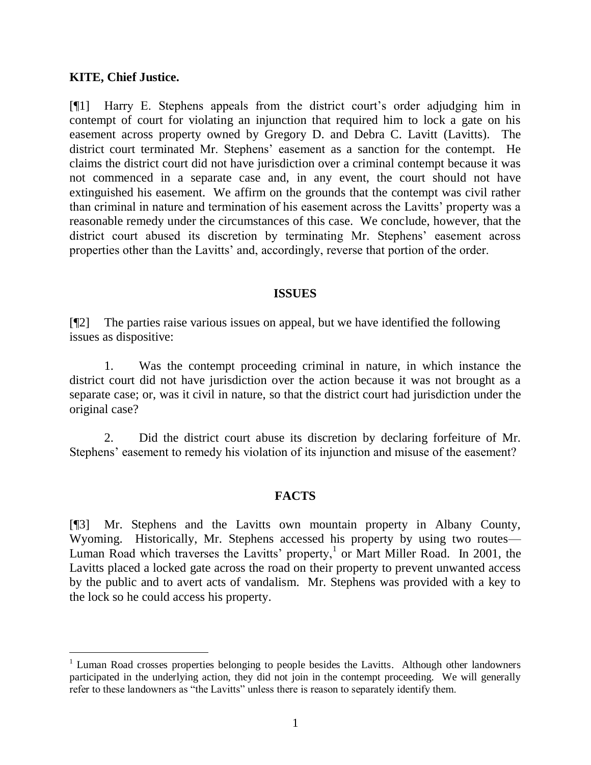**KITE, Chief Justice.**

[¶1] Harry E. Stephens appeals from the district court's order adjudging him in contempt of court for violating an injunction that required him to lock a gate on his easement across property owned by Gregory D. and Debra C. Lavitt (Lavitts). The district court terminated Mr. Stephens' easement as a sanction for the contempt. He claims the district court did not have jurisdiction over a criminal contempt because it was not commenced in a separate case and, in any event, the court should not have extinguished his easement. We affirm on the grounds that the contempt was civil rather than criminal in nature and termination of his easement across the Lavitts' property was a reasonable remedy under the circumstances of this case. We conclude, however, that the district court abused its discretion by terminating Mr. Stephens' easement across properties other than the Lavitts' and, accordingly, reverse that portion of the order.

## ISSUES

[¶2] The parties raise various issues on appeal, but we have identified the following issues as dispositive:

1. Was the contempt proceeding criminal in nature, in which instance the district court did not have jurisdiction over the action because it was not brought as a separate case; or, was it civil in nature, so that the district court had jurisdiction under the original case?

2. Did the district court abuse its discretion by declaring forfeiture of Mr. Stephens' easement to remedy his violation of its injunction and misuse of the easement?

## FACTS

[¶3] Mr. Stephens and the Lavitts own mountain property in Albany County, Wyoming. Historically, Mr. Stephens accessed his property by using two routes—Luman Road which traverses the Lavitts' property,[1] or Mart Miller Road. In 2001, the Lavitts placed a locked gate across the road on their property to prevent unwanted access by the public and to avert acts of vandalism. Mr. Stephens was provided with a key to the lock so he could access his property.

[1] Luman Road crosses properties belonging to people besides the Lavitts. Although other landowners participated in the underlying action, they did not join in the contempt proceeding. We will generally refer to these landowners as "the Lavitts" unless there is reason to separately identify them.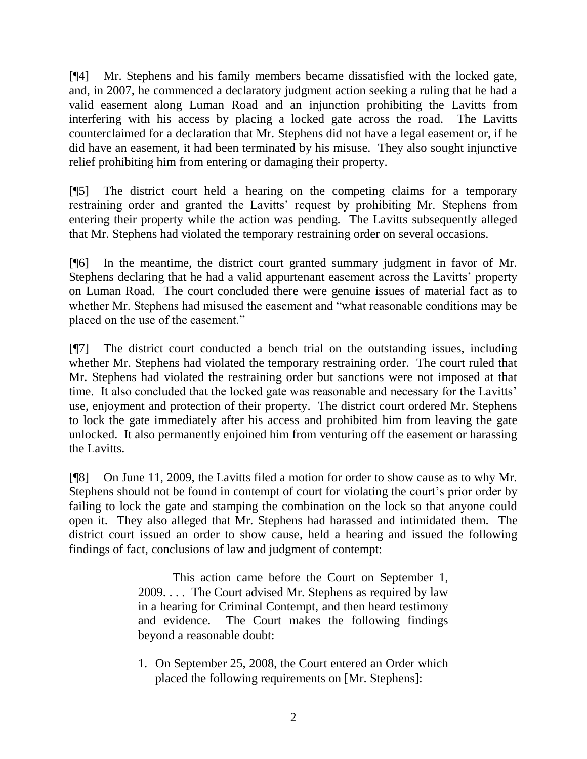[¶4] Mr. Stephens and his family members became dissatisfied with the locked gate, and, in 2007, he commenced a declaratory judgment action seeking a ruling that he had a valid easement along Luman Road and an injunction prohibiting the Lavitts from interfering with his access by placing a locked gate across the road. The Lavitts counterclaimed for a declaration that Mr. Stephens did not have a legal easement or, if he did have an easement, it had been terminated by his misuse. They also sought injunctive relief prohibiting him from entering or damaging their property.

[¶5] The district court held a hearing on the competing claims for a temporary restraining order and granted the Lavitts' request by prohibiting Mr. Stephens from entering their property while the action was pending. The Lavitts subsequently alleged that Mr. Stephens had violated the temporary restraining order on several occasions.

[¶6] In the meantime, the district court granted summary judgment in favor of Mr. Stephens declaring that he had a valid appurtenant easement across the Lavitts' property on Luman Road. The court concluded there were genuine issues of material fact as to whether Mr. Stephens had misused the easement and "what reasonable conditions may be placed on the use of the easement."

[¶7] The district court conducted a bench trial on the outstanding issues, including whether Mr. Stephens had violated the temporary restraining order. The court ruled that Mr. Stephens had violated the restraining order but sanctions were not imposed at that time. It also concluded that the locked gate was reasonable and necessary for the Lavitts' use, enjoyment and protection of their property. The district court ordered Mr. Stephens to lock the gate immediately after his access and prohibited him from leaving the gate unlocked. It also permanently enjoined him from venturing off the easement or harassing the Lavitts.

[¶8] On June 11, 2009, the Lavitts filed a motion for order to show cause as to why Mr. Stephens should not be found in contempt of court for violating the court's prior order by failing to lock the gate and stamping the combination on the lock so that anyone could open it. They also alleged that Mr. Stephens had harassed and intimidated them. The district court issued an order to show cause, held a hearing and issued the following findings of fact, conclusions of law and judgment of contempt:

> This action came before the Court on September 1, 2009. . . . The Court advised Mr. Stephens as required by law in a hearing for Criminal Contempt, and then heard testimony and evidence. The Court makes the following findings beyond a reasonable doubt:
>
> 1. On September 25, 2008, the Court entered an Order which placed the following requirements on [Mr. Stephens]: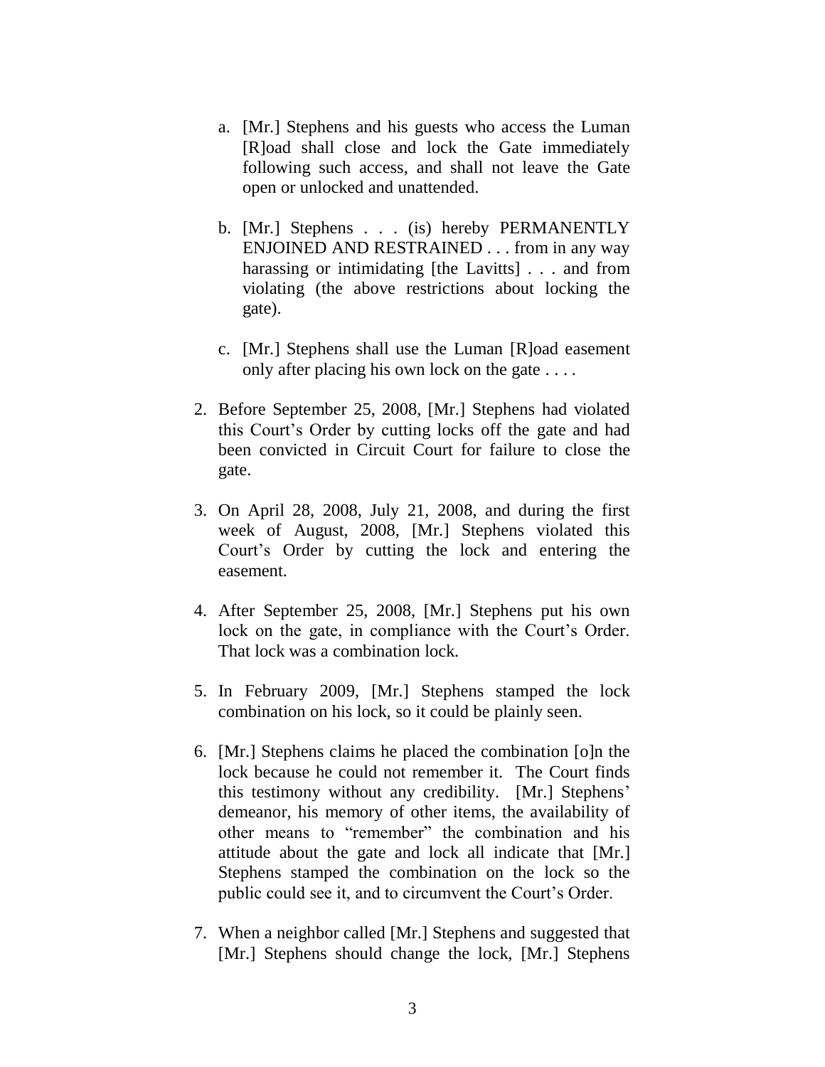a. [Mr.] Stephens and his guests who access the Luman [R]oad shall close and lock the Gate immediately following such access, and shall not leave the Gate open or unlocked and unattended.

   b. [Mr.] Stephens . . . (is) hereby PERMANENTLY ENJOINED AND RESTRAINED . . . from in any way harassing or intimidating [the Lavitts] . . . and from violating (the above restrictions about locking the gate).

   c. [Mr.] Stephens shall use the Luman [R]oad easement only after placing his own lock on the gate . . . .

2. Before September 25, 2008, [Mr.] Stephens had violated this Court's Order by cutting locks off the gate and had been convicted in Circuit Court for failure to close the gate.

3. On April 28, 2008, July 21, 2008, and during the first week of August, 2008, [Mr.] Stephens violated this Court's Order by cutting the lock and entering the easement.

4. After September 25, 2008, [Mr.] Stephens put his own lock on the gate, in compliance with the Court's Order. That lock was a combination lock.

5. In February 2009, [Mr.] Stephens stamped the lock combination on his lock, so it could be plainly seen.

6. [Mr.] Stephens claims he placed the combination [o]n the lock because he could not remember it. The Court finds this testimony without any credibility. [Mr.] Stephens' demeanor, his memory of other items, the availability of other means to "remember" the combination and his attitude about the gate and lock all indicate that [Mr.] Stephens stamped the combination on the lock so the public could see it, and to circumvent the Court's Order.

7. When a neighbor called [Mr.] Stephens and suggested that [Mr.] Stephens should change the lock, [Mr.] Stephens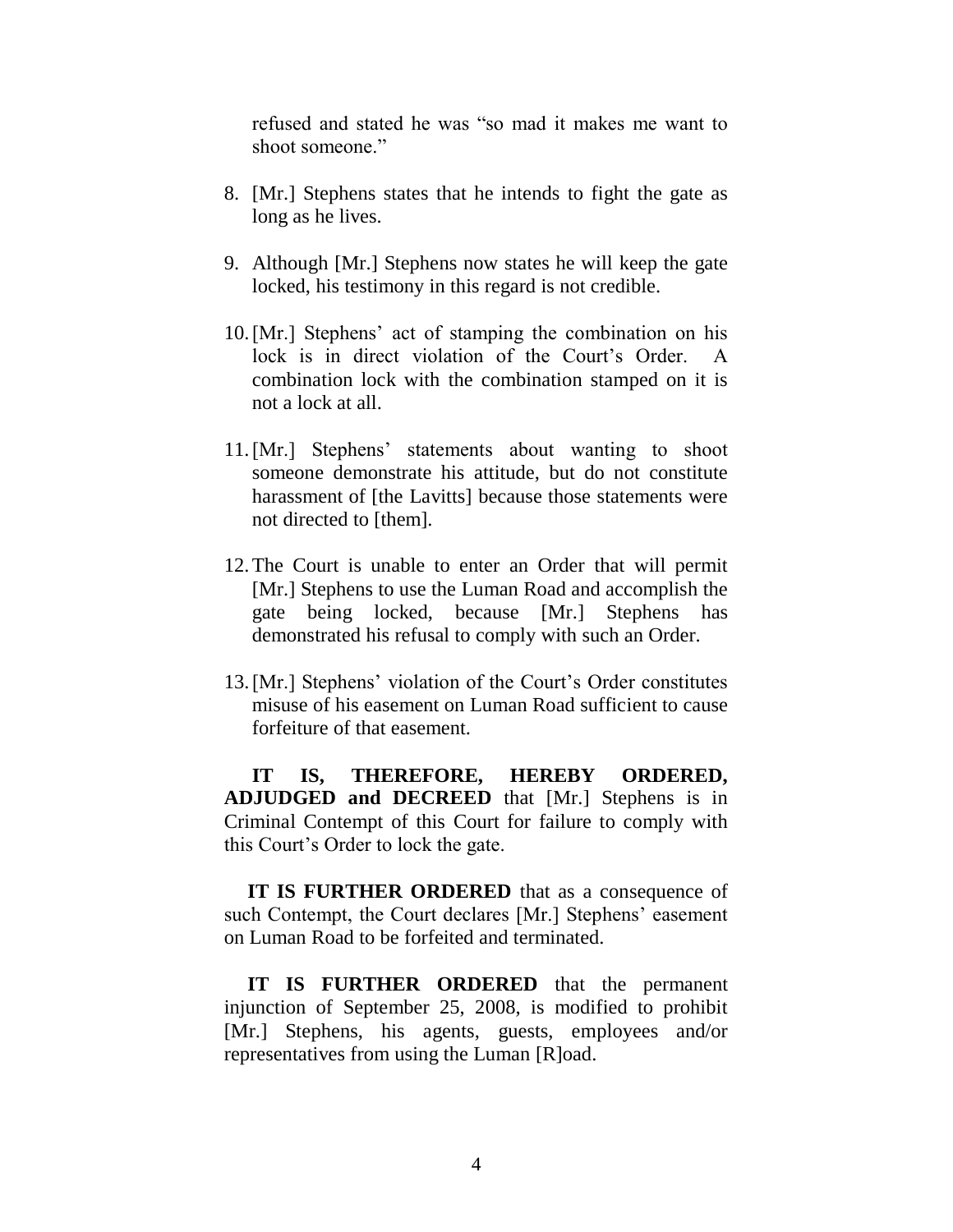refused and stated he was "so mad it makes me want to shoot someone."

8. [Mr.] Stephens states that he intends to fight the gate as long as he lives.

9. Although [Mr.] Stephens now states he will keep the gate locked, his testimony in this regard is not credible.

10. [Mr.] Stephens' act of stamping the combination on his lock is in direct violation of the Court's Order. A combination lock with the combination stamped on it is not a lock at all.

11. [Mr.] Stephens' statements about wanting to shoot someone demonstrate his attitude, but do not constitute harassment of [the Lavitts] because those statements were not directed to [them].

12. The Court is unable to enter an Order that will permit [Mr.] Stephens to use the Luman Road and accomplish the gate being locked, because [Mr.] Stephens has demonstrated his refusal to comply with such an Order.

13. [Mr.] Stephens' violation of the Court's Order constitutes misuse of his easement on Luman Road sufficient to cause forfeiture of that easement.

**IT IS, THEREFORE, HEREBY ORDERED, ADJUDGED and DECREED** that [Mr.] Stephens is in Criminal Contempt of this Court for failure to comply with this Court's Order to lock the gate.

**IT IS FURTHER ORDERED** that as a consequence of such Contempt, the Court declares [Mr.] Stephens' easement on Luman Road to be forfeited and terminated.

**IT IS FURTHER ORDERED** that the permanent injunction of September 25, 2008, is modified to prohibit [Mr.] Stephens, his agents, guests, employees and/or representatives from using the Luman [R]oad.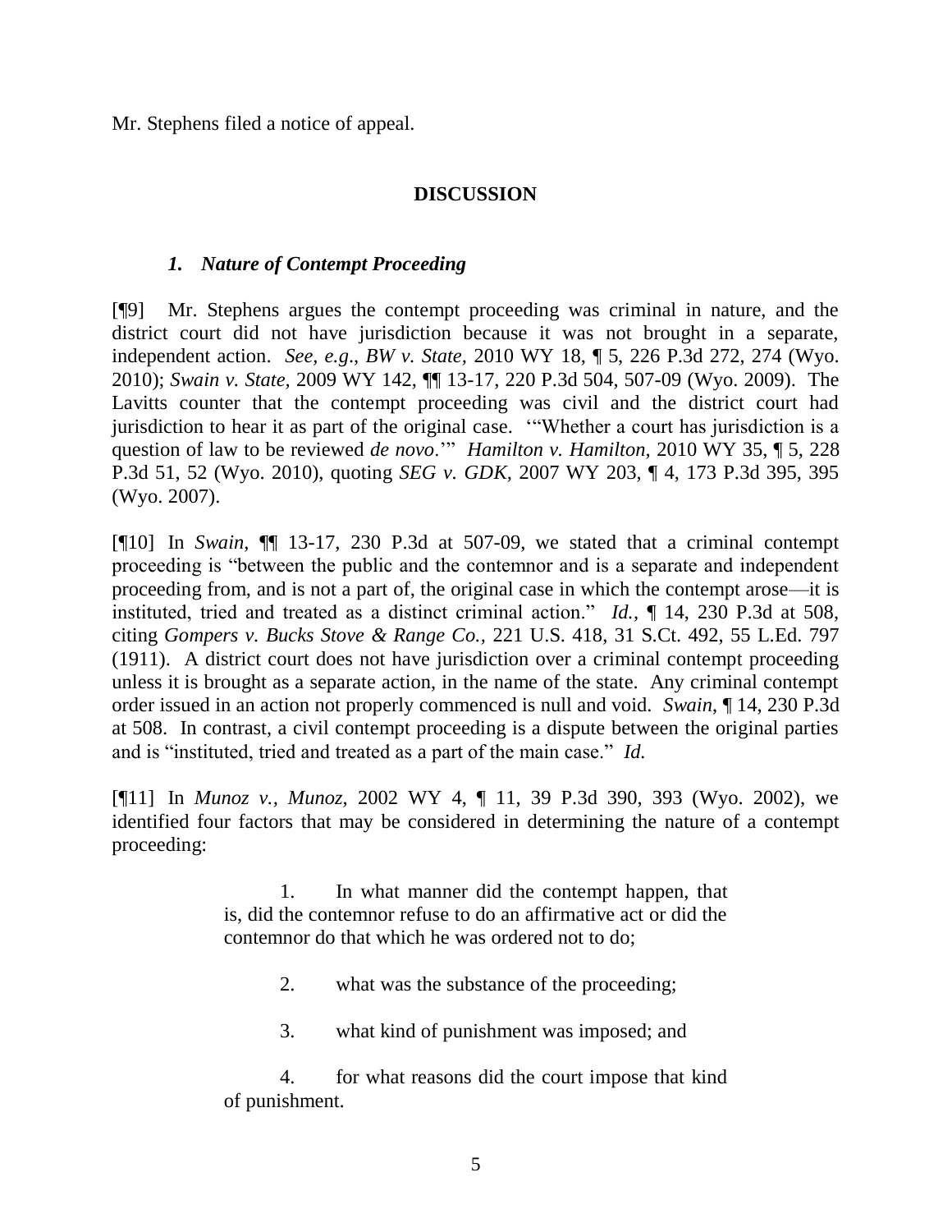Mr. Stephens filed a notice of appeal.

**DISCUSSION**

### *1. Nature of Contempt Proceeding*

[¶9] Mr. Stephens argues the contempt proceeding was criminal in nature, and the district court did not have jurisdiction because it was not brought in a separate, independent action. *See, e.g*., *BW v. State,* 2010 WY 18, ¶ 5, 226 P.3d 272, 274 (Wyo. 2010); *Swain v. State,* 2009 WY 142, ¶¶ 13-17, 220 P.3d 504, 507-09 (Wyo. 2009). The Lavitts counter that the contempt proceeding was civil and the district court had jurisdiction to hear it as part of the original case. '"Whether a court has jurisdiction is a question of law to be reviewed *de novo*.'" *Hamilton v. Hamilton*, 2010 WY 35, ¶ 5, 228 P.3d 51, 52 (Wyo. 2010), quoting *SEG v. GDK*, 2007 WY 203, ¶ 4, 173 P.3d 395, 395 (Wyo. 2007).

[¶10] In *Swain*, ¶¶ 13-17, 230 P.3d at 507-09, we stated that a criminal contempt proceeding is "between the public and the contemnor and is a separate and independent proceeding from, and is not a part of, the original case in which the contempt arose—it is instituted, tried and treated as a distinct criminal action." *Id.,* ¶ 14, 230 P.3d at 508, citing *Gompers v. Bucks Stove & Range Co.*, 221 U.S. 418, 31 S.Ct. 492, 55 L.Ed. 797 (1911). A district court does not have jurisdiction over a criminal contempt proceeding unless it is brought as a separate action, in the name of the state. Any criminal contempt order issued in an action not properly commenced is null and void. *Swain*, ¶ 14, 230 P.3d at 508. In contrast, a civil contempt proceeding is a dispute between the original parties and is "instituted, tried and treated as a part of the main case." *Id.*

[¶11] In *Munoz v., Munoz*, 2002 WY 4, ¶ 11, 39 P.3d 390, 393 (Wyo. 2002), we identified four factors that may be considered in determining the nature of a contempt proceeding:

> 1. In what manner did the contempt happen, that is, did the contemnor refuse to do an affirmative act or did the contemnor do that which he was ordered not to do;
>
> 2. what was the substance of the proceeding;
>
> 3. what kind of punishment was imposed; and
>
> 4. for what reasons did the court impose that kind of punishment.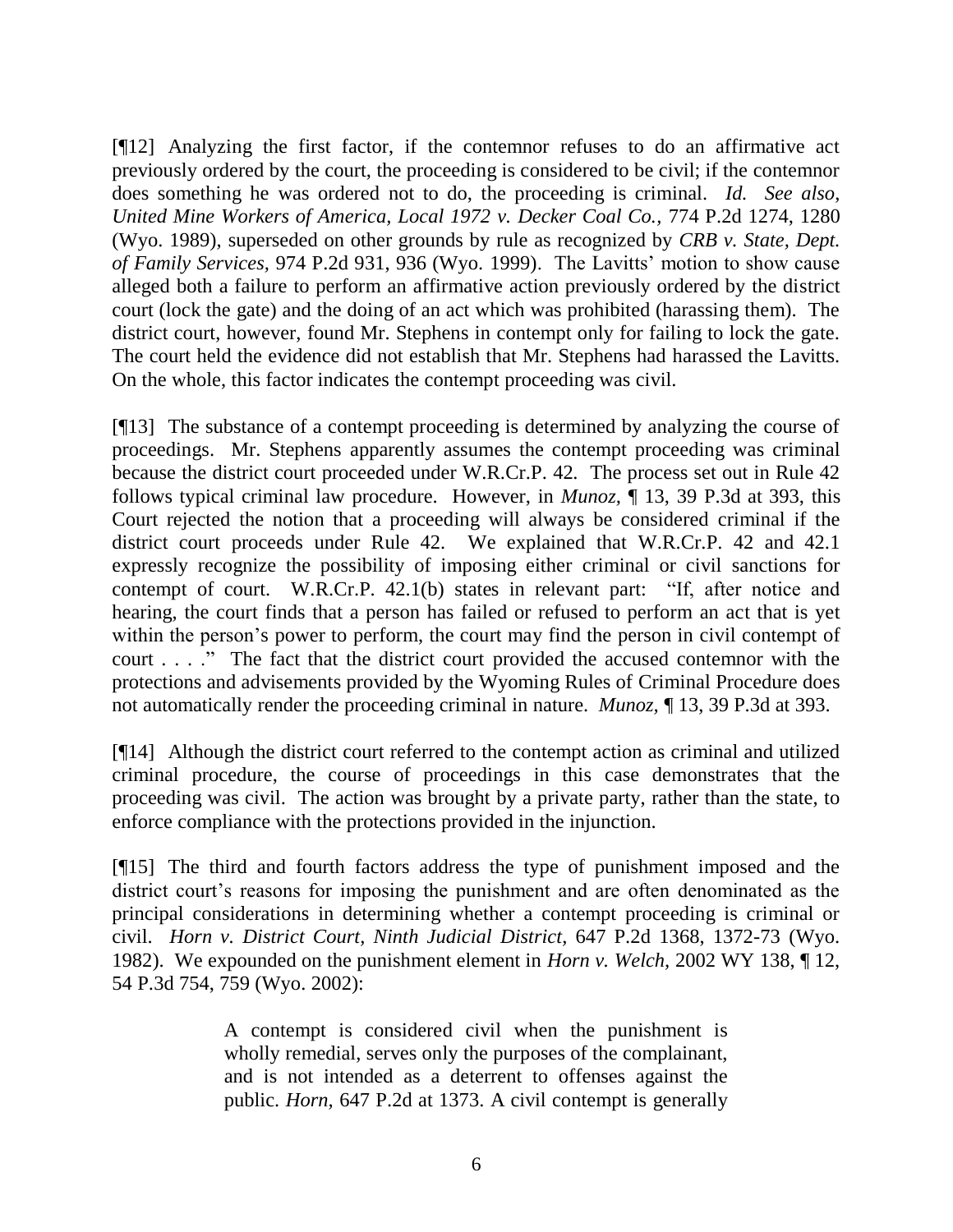[¶12] Analyzing the first factor, if the contemnor refuses to do an affirmative act previously ordered by the court, the proceeding is considered to be civil; if the contemnor does something he was ordered not to do, the proceeding is criminal. *Id. See also*, *United Mine Workers of America, Local 1972 v. Decker Coal Co.*, 774 P.2d 1274, 1280 (Wyo. 1989), superseded on other grounds by rule as recognized by *CRB v. State, Dept. of Family Services*, 974 P.2d 931, 936 (Wyo. 1999). The Lavitts' motion to show cause alleged both a failure to perform an affirmative action previously ordered by the district court (lock the gate) and the doing of an act which was prohibited (harassing them). The district court, however, found Mr. Stephens in contempt only for failing to lock the gate. The court held the evidence did not establish that Mr. Stephens had harassed the Lavitts. On the whole, this factor indicates the contempt proceeding was civil.

[¶13] The substance of a contempt proceeding is determined by analyzing the course of proceedings. Mr. Stephens apparently assumes the contempt proceeding was criminal because the district court proceeded under W.R.Cr.P. 42. The process set out in Rule 42 follows typical criminal law procedure. However, in *Munoz*, ¶ 13, 39 P.3d at 393, this Court rejected the notion that a proceeding will always be considered criminal if the district court proceeds under Rule 42. We explained that W.R.Cr.P. 42 and 42.1 expressly recognize the possibility of imposing either criminal or civil sanctions for contempt of court. W.R.Cr.P. 42.1(b) states in relevant part: "If, after notice and hearing, the court finds that a person has failed or refused to perform an act that is yet within the person's power to perform, the court may find the person in civil contempt of court . . . ." The fact that the district court provided the accused contemnor with the protections and advisements provided by the Wyoming Rules of Criminal Procedure does not automatically render the proceeding criminal in nature. *Munoz*, ¶ 13, 39 P.3d at 393.

[¶14] Although the district court referred to the contempt action as criminal and utilized criminal procedure, the course of proceedings in this case demonstrates that the proceeding was civil. The action was brought by a private party, rather than the state, to enforce compliance with the protections provided in the injunction.

[¶15] The third and fourth factors address the type of punishment imposed and the district court's reasons for imposing the punishment and are often denominated as the principal considerations in determining whether a contempt proceeding is criminal or civil. *Horn v. District Court, Ninth Judicial District*, 647 P.2d 1368, 1372-73 (Wyo. 1982). We expounded on the punishment element in *Horn v. Welch*, 2002 WY 138, ¶ 12, 54 P.3d 754, 759 (Wyo. 2002):

> A contempt is considered civil when the punishment is wholly remedial, serves only the purposes of the complainant, and is not intended as a deterrent to offenses against the public. *Horn*, 647 P.2d at 1373. A civil contempt is generally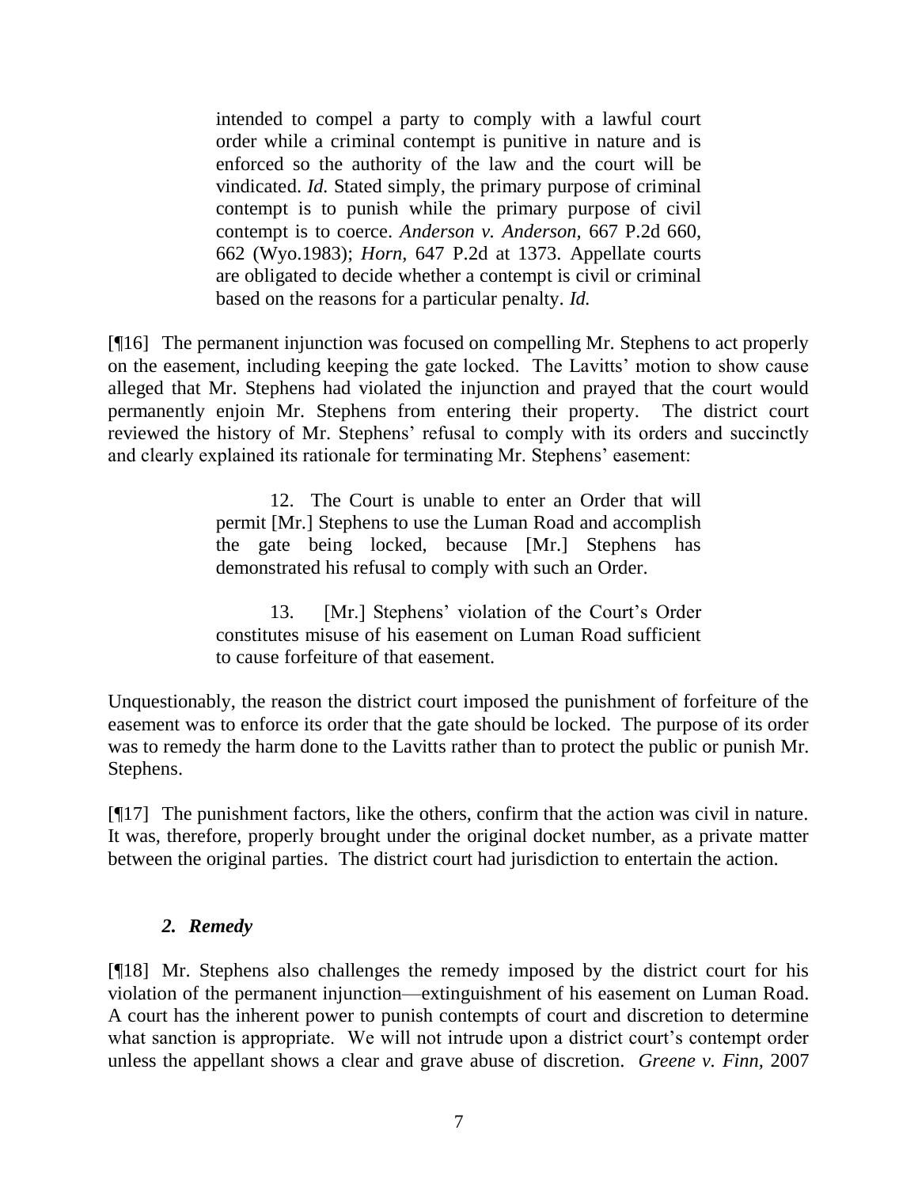> intended to compel a party to comply with a lawful court order while a criminal contempt is punitive in nature and is enforced so the authority of the law and the court will be vindicated. *Id.* Stated simply, the primary purpose of criminal contempt is to punish while the primary purpose of civil contempt is to coerce. *Anderson v. Anderson,* 667 P.2d 660, 662 (Wyo.1983); *Horn,* 647 P.2d at 1373. Appellate courts are obligated to decide whether a contempt is civil or criminal based on the reasons for a particular penalty. *Id.*

[¶16] The permanent injunction was focused on compelling Mr. Stephens to act properly on the easement, including keeping the gate locked. The Lavitts' motion to show cause alleged that Mr. Stephens had violated the injunction and prayed that the court would permanently enjoin Mr. Stephens from entering their property. The district court reviewed the history of Mr. Stephens' refusal to comply with its orders and succinctly and clearly explained its rationale for terminating Mr. Stephens' easement:

> 12. The Court is unable to enter an Order that will permit [Mr.] Stephens to use the Luman Road and accomplish the gate being locked, because [Mr.] Stephens has demonstrated his refusal to comply with such an Order.
>
> 13. [Mr.] Stephens' violation of the Court's Order constitutes misuse of his easement on Luman Road sufficient to cause forfeiture of that easement.

Unquestionably, the reason the district court imposed the punishment of forfeiture of the easement was to enforce its order that the gate should be locked. The purpose of its order was to remedy the harm done to the Lavitts rather than to protect the public or punish Mr. Stephens.

[¶17] The punishment factors, like the others, confirm that the action was civil in nature. It was, therefore, properly brought under the original docket number, as a private matter between the original parties. The district court had jurisdiction to entertain the action.

### *2. Remedy*

[¶18] Mr. Stephens also challenges the remedy imposed by the district court for his violation of the permanent injunction—extinguishment of his easement on Luman Road. A court has the inherent power to punish contempts of court and discretion to determine what sanction is appropriate. We will not intrude upon a district court's contempt order unless the appellant shows a clear and grave abuse of discretion. *Greene v. Finn,* 2007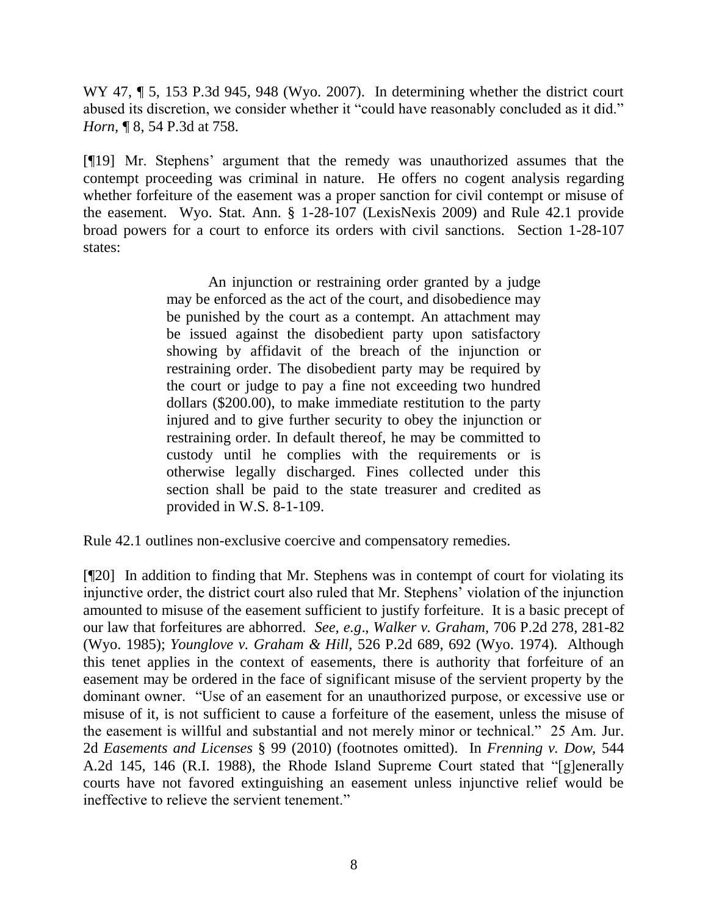WY 47, ¶ 5, 153 P.3d 945, 948 (Wyo. 2007). In determining whether the district court abused its discretion, we consider whether it "could have reasonably concluded as it did." *Horn,* ¶ 8, 54 P.3d at 758.

[¶19] Mr. Stephens' argument that the remedy was unauthorized assumes that the contempt proceeding was criminal in nature. He offers no cogent analysis regarding whether forfeiture of the easement was a proper sanction for civil contempt or misuse of the easement. Wyo. Stat. Ann. § 1-28-107 (LexisNexis 2009) and Rule 42.1 provide broad powers for a court to enforce its orders with civil sanctions. Section 1-28-107 states:

> An injunction or restraining order granted by a judge may be enforced as the act of the court, and disobedience may be punished by the court as a contempt. An attachment may be issued against the disobedient party upon satisfactory showing by affidavit of the breach of the injunction or restraining order. The disobedient party may be required by the court or judge to pay a fine not exceeding two hundred dollars ($200.00), to make immediate restitution to the party injured and to give further security to obey the injunction or restraining order. In default thereof, he may be committed to custody until he complies with the requirements or is otherwise legally discharged. Fines collected under this section shall be paid to the state treasurer and credited as provided in W.S. 8-1-109.

Rule 42.1 outlines non-exclusive coercive and compensatory remedies.

[¶20] In addition to finding that Mr. Stephens was in contempt of court for violating its injunctive order, the district court also ruled that Mr. Stephens' violation of the injunction amounted to misuse of the easement sufficient to justify forfeiture. It is a basic precept of our law that forfeitures are abhorred. *See, e.g*., *Walker v. Graham,* 706 P.2d 278, 281-82 (Wyo. 1985); *Younglove v. Graham & Hill,* 526 P.2d 689, 692 (Wyo. 1974). Although this tenet applies in the context of easements, there is authority that forfeiture of an easement may be ordered in the face of significant misuse of the servient property by the dominant owner. "Use of an easement for an unauthorized purpose, or excessive use or misuse of it, is not sufficient to cause a forfeiture of the easement, unless the misuse of the easement is willful and substantial and not merely minor or technical." 25 Am. Jur. 2d *Easements and Licenses* § 99 (2010) (footnotes omitted). In *Frenning v. Dow,* 544 A.2d 145, 146 (R.I. 1988), the Rhode Island Supreme Court stated that "[g]enerally courts have not favored extinguishing an easement unless injunctive relief would be ineffective to relieve the servient tenement."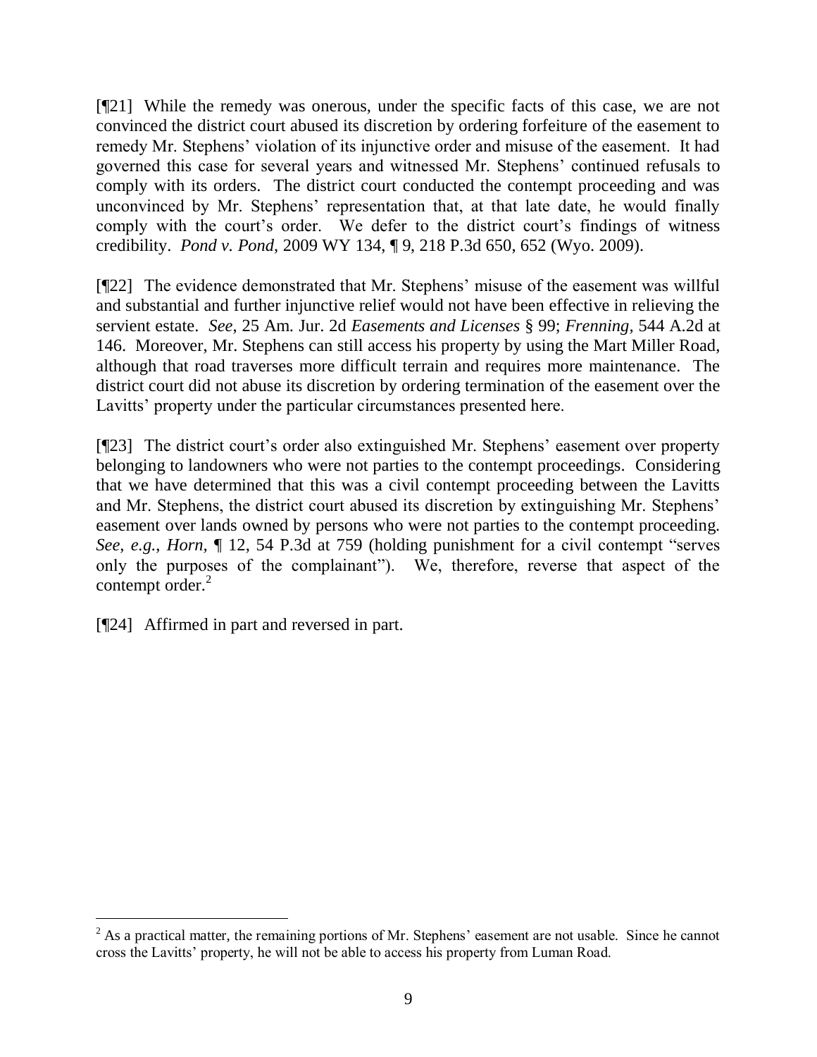[¶21] While the remedy was onerous, under the specific facts of this case, we are not convinced the district court abused its discretion by ordering forfeiture of the easement to remedy Mr. Stephens' violation of its injunctive order and misuse of the easement. It had governed this case for several years and witnessed Mr. Stephens' continued refusals to comply with its orders. The district court conducted the contempt proceeding and was unconvinced by Mr. Stephens' representation that, at that late date, he would finally comply with the court's order. We defer to the district court's findings of witness credibility. *Pond v. Pond*, 2009 WY 134, ¶ 9, 218 P.3d 650, 652 (Wyo. 2009).

[¶22] The evidence demonstrated that Mr. Stephens' misuse of the easement was willful and substantial and further injunctive relief would not have been effective in relieving the servient estate. *See*, 25 Am. Jur. 2d *Easements and Licenses* § 99; *Frenning*, 544 A.2d at 146. Moreover, Mr. Stephens can still access his property by using the Mart Miller Road, although that road traverses more difficult terrain and requires more maintenance. The district court did not abuse its discretion by ordering termination of the easement over the Lavitts' property under the particular circumstances presented here.

[¶23] The district court's order also extinguished Mr. Stephens' easement over property belonging to landowners who were not parties to the contempt proceedings. Considering that we have determined that this was a civil contempt proceeding between the Lavitts and Mr. Stephens, the district court abused its discretion by extinguishing Mr. Stephens' easement over lands owned by persons who were not parties to the contempt proceeding. *See, e.g., Horn*, ¶ 12, 54 P.3d at 759 (holding punishment for a civil contempt "serves only the purposes of the complainant"). We, therefore, reverse that aspect of the contempt order.[2]

[¶24] Affirmed in part and reversed in part.

---

[2] As a practical matter, the remaining portions of Mr. Stephens' easement are not usable. Since he cannot cross the Lavitts' property, he will not be able to access his property from Luman Road.